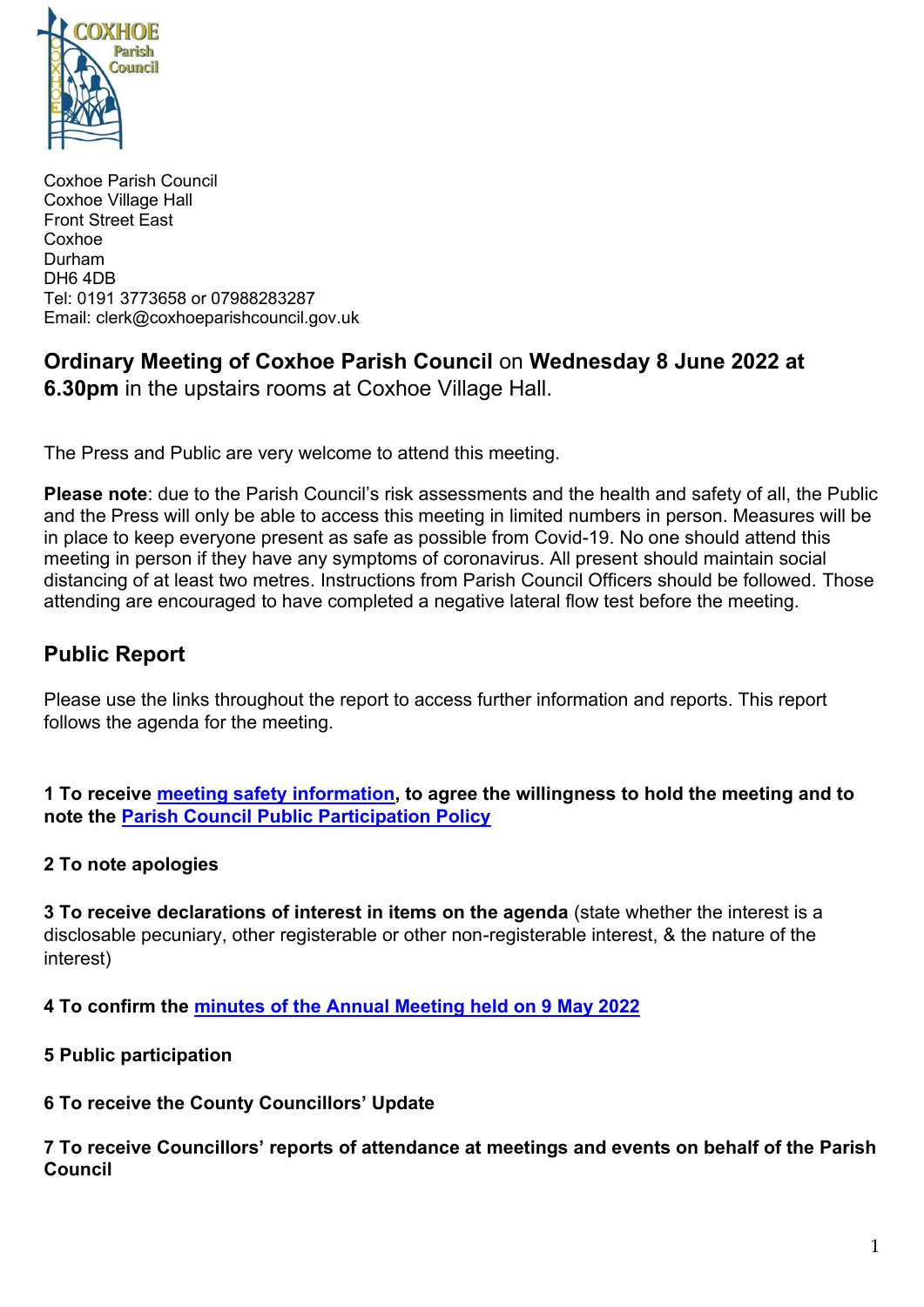Coxhoe Parish Council
Coxhoe Village Hall
Front Street East
Coxhoe
Durham
DH6 4DB
Tel: 0191 3773658 or 07988283287
Email: clerk@coxhoeparishcouncil.gov.uk

## **Ordinary Meeting of Coxhoe Parish Council** on **Wednesday 8 June 2022 at 6.30pm** in the upstairs rooms at Coxhoe Village Hall.

The Press and Public are very welcome to attend this meeting.

**Please note**: due to the Parish Council's risk assessments and the health and safety of all, the Public and the Press will only be able to access this meeting in limited numbers in person. Measures will be in place to keep everyone present as safe as possible from Covid-19. No one should attend this meeting in person if they have any symptoms of coronavirus. All present should maintain social distancing of at least two metres. Instructions from Parish Council Officers should be followed. Those attending are encouraged to have completed a negative lateral flow test before the meeting.

## Public Report

Please use the links throughout the report to access further information and reports. This report follows the agenda for the meeting.

**1 To receive meeting safety information, to agree the willingness to hold the meeting and to note the Parish Council Public Participation Policy**

**2 To note apologies**

**3 To receive declarations of interest in items on the agenda** (state whether the interest is a disclosable pecuniary, other registerable or other non-registerable interest, & the nature of the interest)

**4 To confirm the minutes of the Annual Meeting held on 9 May 2022**

**5 Public participation**

**6 To receive the County Councillors' Update**

**7 To receive Councillors' reports of attendance at meetings and events on behalf of the Parish Council**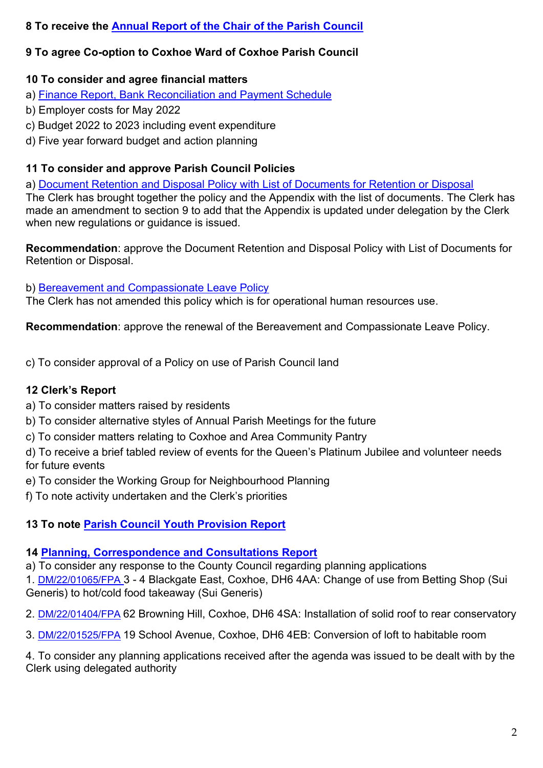**8 To receive the Annual Report of the Chair of the Parish Council**

**9 To agree Co-option to Coxhoe Ward of Coxhoe Parish Council**

**10 To consider and agree financial matters**

a) Finance Report, Bank Reconciliation and Payment Schedule
b) Employer costs for May 2022
c) Budget 2022 to 2023 including event expenditure
d) Five year forward budget and action planning

**11 To consider and approve Parish Council Policies**

a) Document Retention and Disposal Policy with List of Documents for Retention or Disposal
The Clerk has brought together the policy and the Appendix with the list of documents. The Clerk has made an amendment to section 9 to add that the Appendix is updated under delegation by the Clerk when new regulations or guidance is issued.

**Recommendation**: approve the Document Retention and Disposal Policy with List of Documents for Retention or Disposal.

b) Bereavement and Compassionate Leave Policy
The Clerk has not amended this policy which is for operational human resources use.

**Recommendation**: approve the renewal of the Bereavement and Compassionate Leave Policy.

c) To consider approval of a Policy on use of Parish Council land

**12 Clerk's Report**

a) To consider matters raised by residents
b) To consider alternative styles of Annual Parish Meetings for the future
c) To consider matters relating to Coxhoe and Area Community Pantry
d) To receive a brief tabled review of events for the Queen's Platinum Jubilee and volunteer needs for future events
e) To consider the Working Group for Neighbourhood Planning
f) To note activity undertaken and the Clerk's priorities

**13 To note Parish Council Youth Provision Report**

**14 Planning, Correspondence and Consultations Report**

a) To consider any response to the County Council regarding planning applications

1. DM/22/01065/FPA 3 - 4 Blackgate East, Coxhoe, DH6 4AA: Change of use from Betting Shop (Sui Generis) to hot/cold food takeaway (Sui Generis)

2. DM/22/01404/FPA 62 Browning Hill, Coxhoe, DH6 4SA: Installation of solid roof to rear conservatory

3. DM/22/01525/FPA 19 School Avenue, Coxhoe, DH6 4EB: Conversion of loft to habitable room

4. To consider any planning applications received after the agenda was issued to be dealt with by the Clerk using delegated authority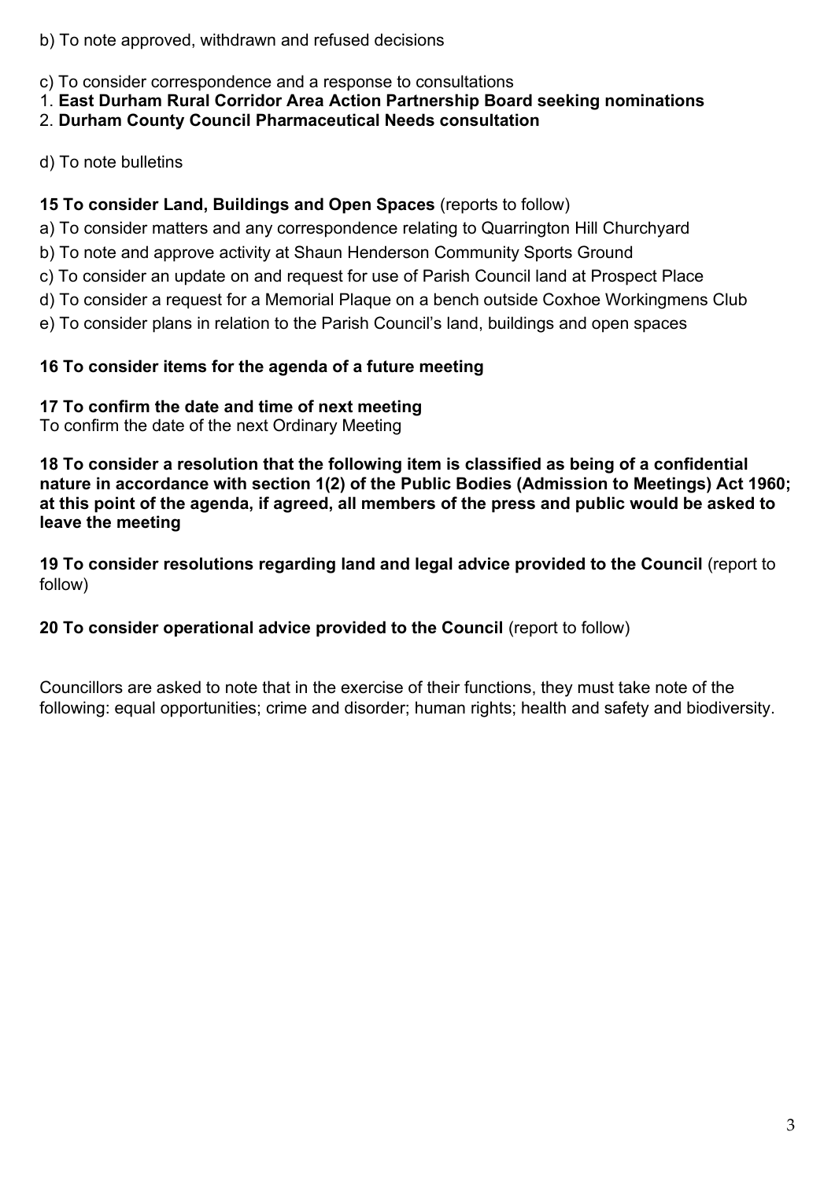b) To note approved, withdrawn and refused decisions

c) To consider correspondence and a response to consultations
1. **East Durham Rural Corridor Area Action Partnership Board seeking nominations**
2. **Durham County Council Pharmaceutical Needs consultation**

d) To note bulletins

**15 To consider Land, Buildings and Open Spaces** (reports to follow)

a) To consider matters and any correspondence relating to Quarrington Hill Churchyard

b) To note and approve activity at Shaun Henderson Community Sports Ground

c) To consider an update on and request for use of Parish Council land at Prospect Place

d) To consider a request for a Memorial Plaque on a bench outside Coxhoe Workingmens Club

e) To consider plans in relation to the Parish Council's land, buildings and open spaces

**16 To consider items for the agenda of a future meeting**

**17 To confirm the date and time of next meeting**
To confirm the date of the next Ordinary Meeting

**18 To consider a resolution that the following item is classified as being of a confidential nature in accordance with section 1(2) of the Public Bodies (Admission to Meetings) Act 1960; at this point of the agenda, if agreed, all members of the press and public would be asked to leave the meeting**

**19 To consider resolutions regarding land and legal advice provided to the Council** (report to follow)

**20 To consider operational advice provided to the Council** (report to follow)

Councillors are asked to note that in the exercise of their functions, they must take note of the following: equal opportunities; crime and disorder; human rights; health and safety and biodiversity.